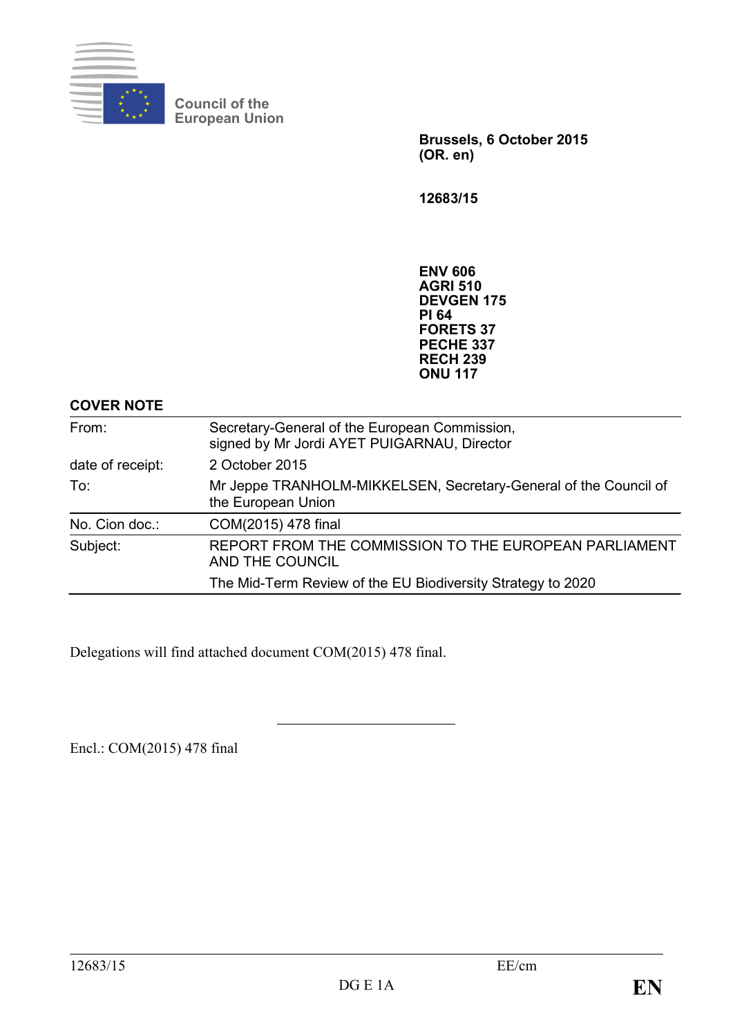Council of the European Union

**Brussels, 6 October 2015**
**(OR. en)**

**12683/15**

**ENV 606**
**AGRI 510**
**DEVGEN 175**
**PI 64**
**FORETS 37**
**PECHE 337**
**RECH 239**
**ONU 117**

**COVER NOTE**

| | |
|---|---|
| From: | Secretary-General of the European Commission, signed by Mr Jordi AYET PUIGARNAU, Director |
| date of receipt: | 2 October 2015 |
| To: | Mr Jeppe TRANHOLM-MIKKELSEN, Secretary-General of the Council of the European Union |
| No. Cion doc.: | COM(2015) 478 final |
| Subject: | REPORT FROM THE COMMISSION TO THE EUROPEAN PARLIAMENT AND THE COUNCIL<br>The Mid-Term Review of the EU Biodiversity Strategy to 2020 |

Delegations will find attached document COM(2015) 478 final.

Encl.: COM(2015) 478 final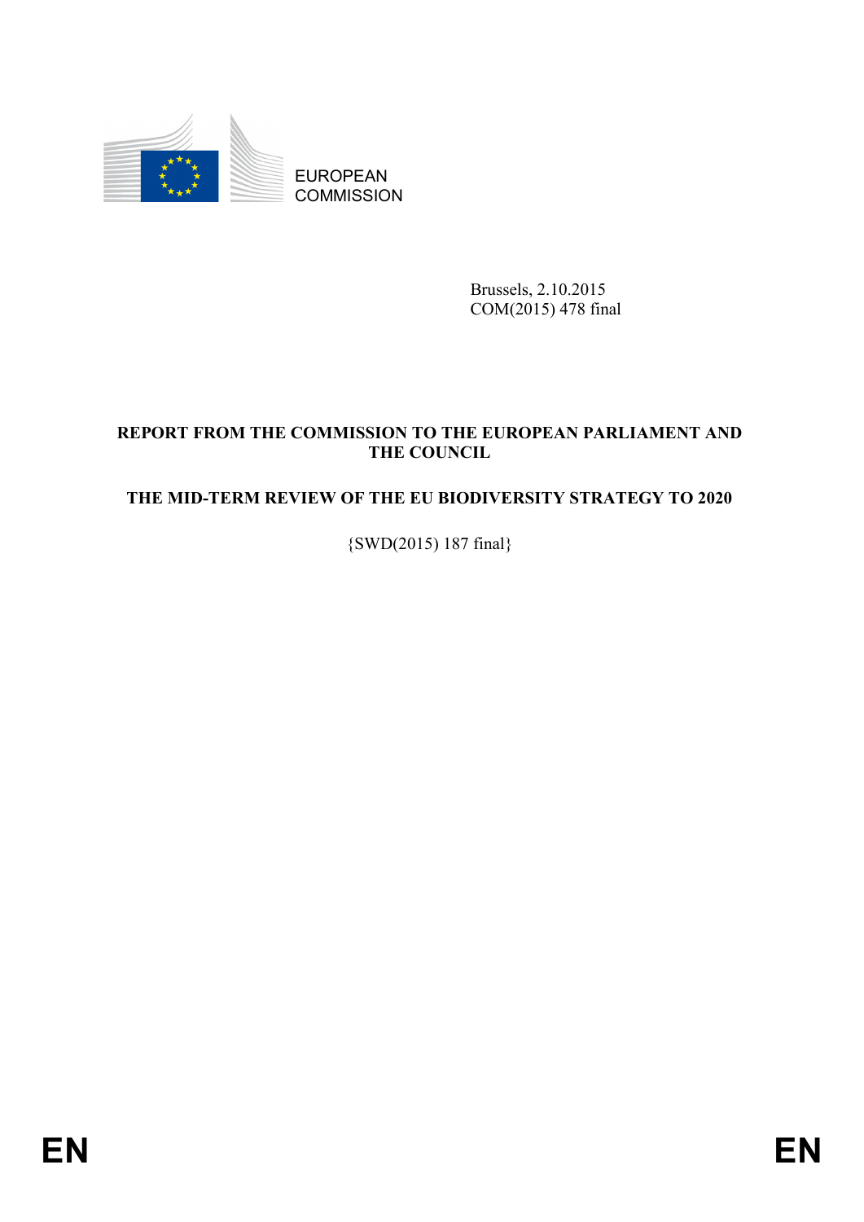EUROPEAN COMMISSION

Brussels, 2.10.2015
COM(2015) 478 final

**REPORT FROM THE COMMISSION TO THE EUROPEAN PARLIAMENT AND THE COUNCIL**

**THE MID-TERM REVIEW OF THE EU BIODIVERSITY STRATEGY TO 2020**

{SWD(2015) 187 final}

EN EN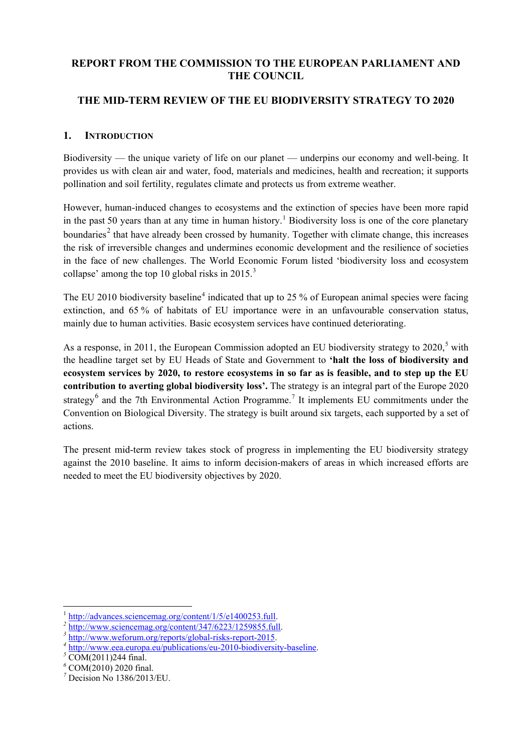**REPORT FROM THE COMMISSION TO THE EUROPEAN PARLIAMENT AND THE COUNCIL**

**THE MID-TERM REVIEW OF THE EU BIODIVERSITY STRATEGY TO 2020**

## 1. INTRODUCTION

Biodiversity — the unique variety of life on our planet — underpins our economy and well-being. It provides us with clean air and water, food, materials and medicines, health and recreation; it supports pollination and soil fertility, regulates climate and protects us from extreme weather.

However, human-induced changes to ecosystems and the extinction of species have been more rapid in the past 50 years than at any time in human history.[1] Biodiversity loss is one of the core planetary boundaries[2] that have already been crossed by humanity. Together with climate change, this increases the risk of irreversible changes and undermines economic development and the resilience of societies in the face of new challenges. The World Economic Forum listed 'biodiversity loss and ecosystem collapse' among the top 10 global risks in 2015.[3]

The EU 2010 biodiversity baseline[4] indicated that up to 25 % of European animal species were facing extinction, and 65 % of habitats of EU importance were in an unfavourable conservation status, mainly due to human activities. Basic ecosystem services have continued deteriorating.

As a response, in 2011, the European Commission adopted an EU biodiversity strategy to 2020,[5] with the headline target set by EU Heads of State and Government to **'halt the loss of biodiversity and ecosystem services by 2020, to restore ecosystems in so far as is feasible, and to step up the EU contribution to averting global biodiversity loss'.** The strategy is an integral part of the Europe 2020 strategy[6] and the 7th Environmental Action Programme.[7] It implements EU commitments under the Convention on Biological Diversity. The strategy is built around six targets, each supported by a set of actions.

The present mid-term review takes stock of progress in implementing the EU biodiversity strategy against the 2010 baseline. It aims to inform decision-makers of areas in which increased efforts are needed to meet the EU biodiversity objectives by 2020.

---

[1] http://advances.sciencemag.org/content/1/5/e1400253.full.
[2] http://www.sciencemag.org/content/347/6223/1259855.full.
[3] http://www.weforum.org/reports/global-risks-report-2015.
[4] http://www.eea.europa.eu/publications/eu-2010-biodiversity-baseline.
[5] COM(2011)244 final.
[6] COM(2010) 2020 final.
[7] Decision No 1386/2013/EU.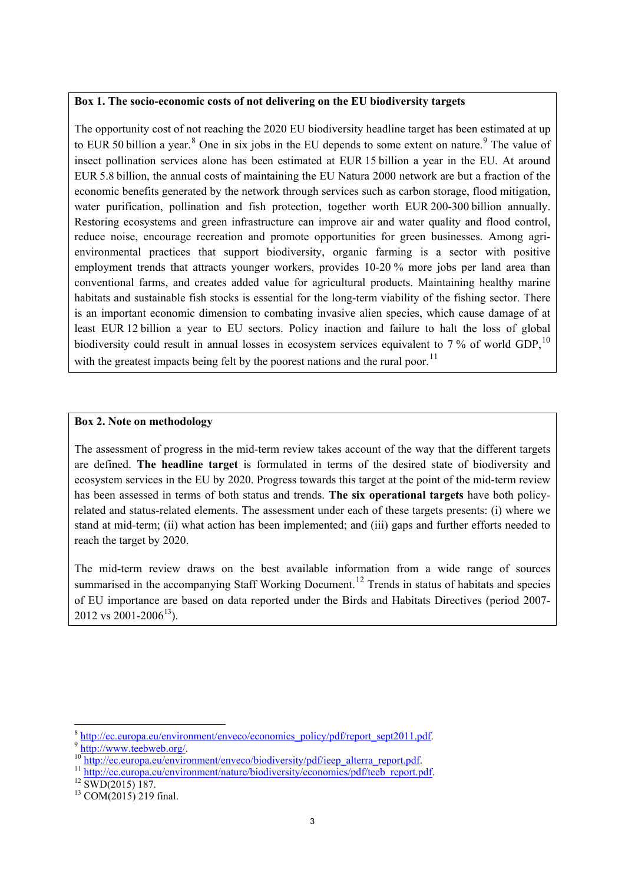**Box 1. The socio-economic costs of not delivering on the EU biodiversity targets**

The opportunity cost of not reaching the 2020 EU biodiversity headline target has been estimated at up to EUR 50 billion a year.[8] One in six jobs in the EU depends to some extent on nature.[9] The value of insect pollination services alone has been estimated at EUR 15 billion a year in the EU. At around EUR 5.8 billion, the annual costs of maintaining the EU Natura 2000 network are but a fraction of the economic benefits generated by the network through services such as carbon storage, flood mitigation, water purification, pollination and fish protection, together worth EUR 200-300 billion annually. Restoring ecosystems and green infrastructure can improve air and water quality and flood control, reduce noise, encourage recreation and promote opportunities for green businesses. Among agri-environmental practices that support biodiversity, organic farming is a sector with positive employment trends that attracts younger workers, provides 10-20 % more jobs per land area than conventional farms, and creates added value for agricultural products. Maintaining healthy marine habitats and sustainable fish stocks is essential for the long-term viability of the fishing sector. There is an important economic dimension to combating invasive alien species, which cause damage of at least EUR 12 billion a year to EU sectors. Policy inaction and failure to halt the loss of global biodiversity could result in annual losses in ecosystem services equivalent to 7 % of world GDP,[10] with the greatest impacts being felt by the poorest nations and the rural poor.[11]

**Box 2. Note on methodology**

The assessment of progress in the mid-term review takes account of the way that the different targets are defined. **The headline target** is formulated in terms of the desired state of biodiversity and ecosystem services in the EU by 2020. Progress towards this target at the point of the mid-term review has been assessed in terms of both status and trends. **The six operational targets** have both policy-related and status-related elements. The assessment under each of these targets presents: (i) where we stand at mid-term; (ii) what action has been implemented; and (iii) gaps and further efforts needed to reach the target by 2020.

The mid-term review draws on the best available information from a wide range of sources summarised in the accompanying Staff Working Document.[12] Trends in status of habitats and species of EU importance are based on data reported under the Birds and Habitats Directives (period 2007-2012 vs 2001-2006[13]).

---

[8] http://ec.europa.eu/environment/enveco/economics_policy/pdf/report_sept2011.pdf.

[9] http://www.teebweb.org/.

[10] http://ec.europa.eu/environment/enveco/biodiversity/pdf/ieep_alterra_report.pdf.

[11] http://ec.europa.eu/environment/nature/biodiversity/economics/pdf/teeb_report.pdf.

[12] SWD(2015) 187.

[13] COM(2015) 219 final.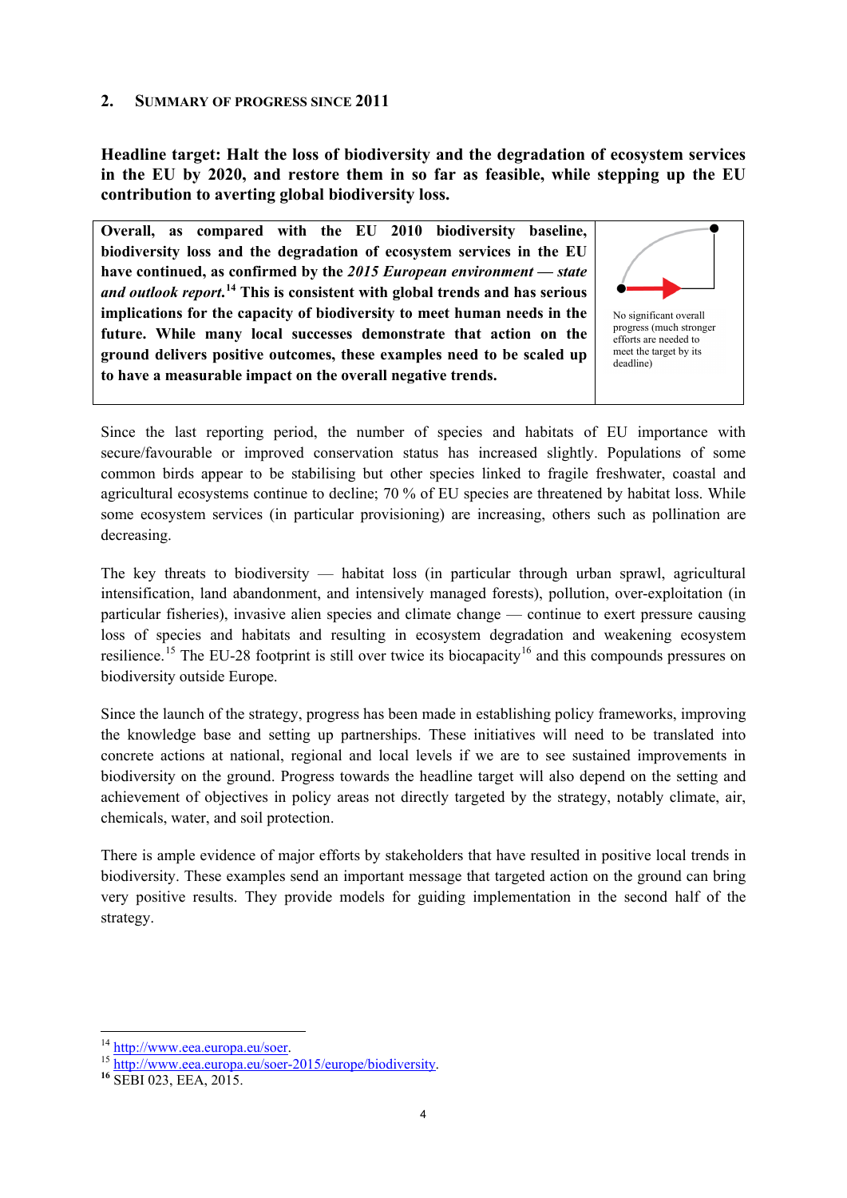## 2. SUMMARY OF PROGRESS SINCE 2011

**Headline target: Halt the loss of biodiversity and the degradation of ecosystem services in the EU by 2020, and restore them in so far as feasible, while stepping up the EU contribution to averting global biodiversity loss.**

| | |
|---|---|
| **Overall, as compared with the EU 2010 biodiversity baseline, biodiversity loss and the degradation of ecosystem services in the EU have continued, as confirmed by the *2015 European environment — state and outlook report*.[14] This is consistent with global trends and has serious implications for the capacity of biodiversity to meet human needs in the future. While many local successes demonstrate that action on the ground delivers positive outcomes, these examples need to be scaled up to have a measurable impact on the overall negative trends.** | No significant overall progress (much stronger efforts are needed to meet the target by its deadline) |

Since the last reporting period, the number of species and habitats of EU importance with secure/favourable or improved conservation status has increased slightly. Populations of some common birds appear to be stabilising but other species linked to fragile freshwater, coastal and agricultural ecosystems continue to decline; 70 % of EU species are threatened by habitat loss. While some ecosystem services (in particular provisioning) are increasing, others such as pollination are decreasing.

The key threats to biodiversity — habitat loss (in particular through urban sprawl, agricultural intensification, land abandonment, and intensively managed forests), pollution, over-exploitation (in particular fisheries), invasive alien species and climate change — continue to exert pressure causing loss of species and habitats and resulting in ecosystem degradation and weakening ecosystem resilience.[15] The EU-28 footprint is still over twice its biocapacity[16] and this compounds pressures on biodiversity outside Europe.

Since the launch of the strategy, progress has been made in establishing policy frameworks, improving the knowledge base and setting up partnerships. These initiatives will need to be translated into concrete actions at national, regional and local levels if we are to see sustained improvements in biodiversity on the ground. Progress towards the headline target will also depend on the setting and achievement of objectives in policy areas not directly targeted by the strategy, notably climate, air, chemicals, water, and soil protection.

There is ample evidence of major efforts by stakeholders that have resulted in positive local trends in biodiversity. These examples send an important message that targeted action on the ground can bring very positive results. They provide models for guiding implementation in the second half of the strategy.

---

[14] http://www.eea.europa.eu/soer.

[15] http://www.eea.europa.eu/soer-2015/europe/biodiversity.

[16] SEBI 023, EEA, 2015.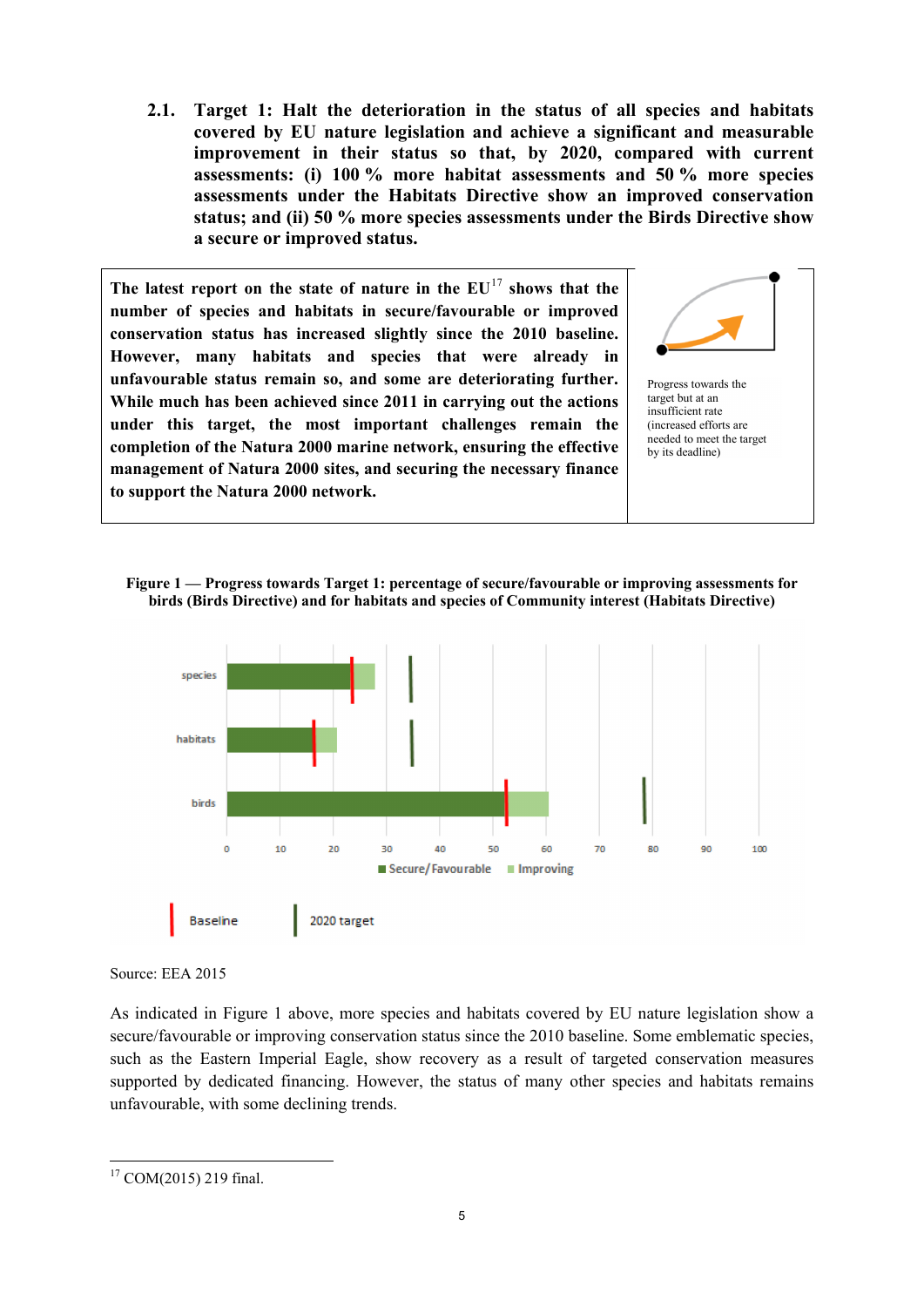### 2.1. Target 1: Halt the deterioration in the status of all species and habitats covered by EU nature legislation and achieve a significant and measurable improvement in their status so that, by 2020, compared with current assessments: (i) 100 % more habitat assessments and 50 % more species assessments under the Habitats Directive show an improved conservation status; and (ii) 50 % more species assessments under the Birds Directive show a secure or improved status.

| | |
|---|---|
| **The latest report on the state of nature in the EU[17] shows that the number of species and habitats in secure/favourable or improved conservation status has increased slightly since the 2010 baseline. However, many habitats and species that were already in unfavourable status remain so, and some are deteriorating further. While much has been achieved since 2011 in carrying out the actions under this target, the most important challenges remain the completion of the Natura 2000 marine network, ensuring the effective management of Natura 2000 sites, and securing the necessary finance to support the Natura 2000 network.** | Progress towards the target but at an insufficient rate (increased efforts are needed to meet the target by its deadline) |

**Figure 1 — Progress towards Target 1: percentage of secure/favourable or improving assessments for birds (Birds Directive) and for habitats and species of Community interest (Habitats Directive)**

Source: EEA 2015

As indicated in Figure 1 above, more species and habitats covered by EU nature legislation show a secure/favourable or improving conservation status since the 2010 baseline. Some emblematic species, such as the Eastern Imperial Eagle, show recovery as a result of targeted conservation measures supported by dedicated financing. However, the status of many other species and habitats remains unfavourable, with some declining trends.

[17] COM(2015) 219 final.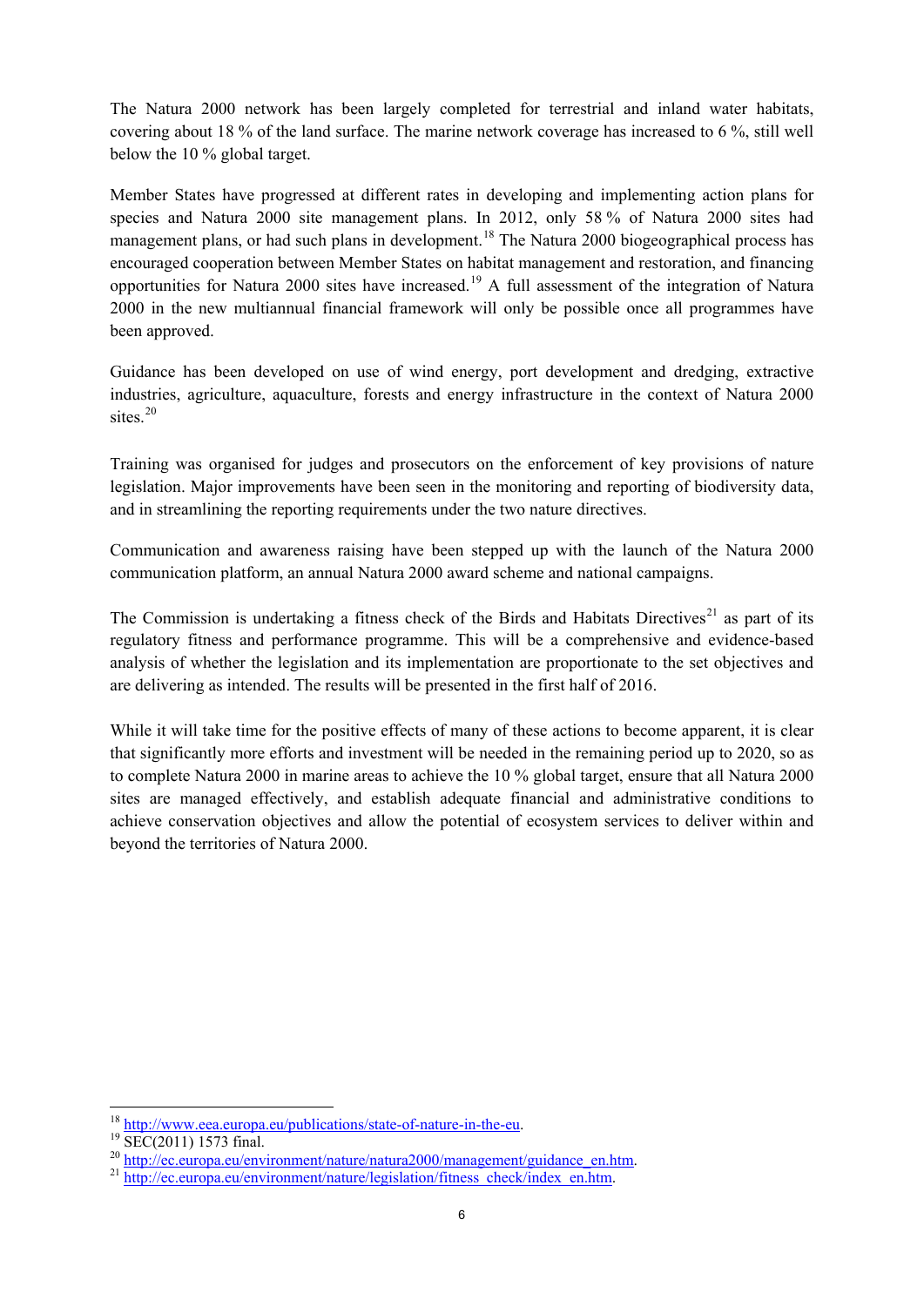The Natura 2000 network has been largely completed for terrestrial and inland water habitats, covering about 18 % of the land surface. The marine network coverage has increased to 6 %, still well below the 10 % global target.

Member States have progressed at different rates in developing and implementing action plans for species and Natura 2000 site management plans. In 2012, only 58 % of Natura 2000 sites had management plans, or had such plans in development.[18] The Natura 2000 biogeographical process has encouraged cooperation between Member States on habitat management and restoration, and financing opportunities for Natura 2000 sites have increased.[19] A full assessment of the integration of Natura 2000 in the new multiannual financial framework will only be possible once all programmes have been approved.

Guidance has been developed on use of wind energy, port development and dredging, extractive industries, agriculture, aquaculture, forests and energy infrastructure in the context of Natura 2000 sites.[20]

Training was organised for judges and prosecutors on the enforcement of key provisions of nature legislation. Major improvements have been seen in the monitoring and reporting of biodiversity data, and in streamlining the reporting requirements under the two nature directives.

Communication and awareness raising have been stepped up with the launch of the Natura 2000 communication platform, an annual Natura 2000 award scheme and national campaigns.

The Commission is undertaking a fitness check of the Birds and Habitats Directives[21] as part of its regulatory fitness and performance programme. This will be a comprehensive and evidence-based analysis of whether the legislation and its implementation are proportionate to the set objectives and are delivering as intended. The results will be presented in the first half of 2016.

While it will take time for the positive effects of many of these actions to become apparent, it is clear that significantly more efforts and investment will be needed in the remaining period up to 2020, so as to complete Natura 2000 in marine areas to achieve the 10 % global target, ensure that all Natura 2000 sites are managed effectively, and establish adequate financial and administrative conditions to achieve conservation objectives and allow the potential of ecosystem services to deliver within and beyond the territories of Natura 2000.

---

[18] http://www.eea.europa.eu/publications/state-of-nature-in-the-eu.

[19] SEC(2011) 1573 final.

[20] http://ec.europa.eu/environment/nature/natura2000/management/guidance_en.htm.

[21] http://ec.europa.eu/environment/nature/legislation/fitness_check/index_en.htm.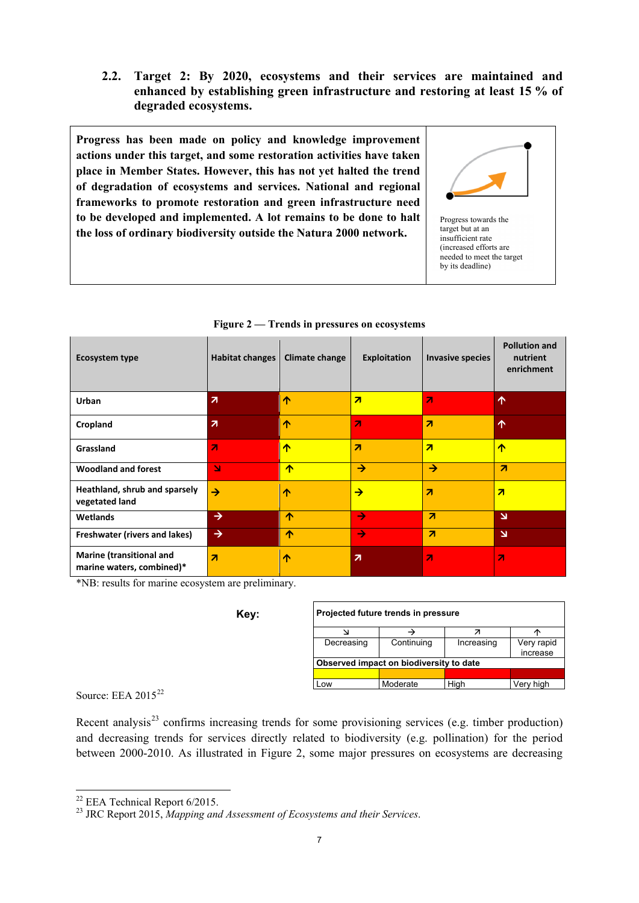### 2.2. Target 2: By 2020, ecosystems and their services are maintained and enhanced by establishing green infrastructure and restoring at least 15 % of degraded ecosystems.

| | |
|---|---|
| **Progress has been made on policy and knowledge improvement actions under this target, and some restoration activities have taken place in Member States. However, this has not yet halted the trend of degradation of ecosystems and services. National and regional frameworks to promote restoration and green infrastructure need to be developed and implemented. A lot remains to be done to halt the loss of ordinary biodiversity outside the Natura 2000 network.** | Progress towards the target but at an insufficient rate (increased efforts are needed to meet the target by its deadline) |

**Figure 2 — Trends in pressures on ecosystems**

| Ecosystem type | Habitat changes | Climate change | Exploitation | Invasive species | Pollution and nutrient enrichment |
|---|---|---|---|---|---|
| Urban | ↗ | ↑ | ↗ | ↗ | ↑ |
| Cropland | ↗ | ↑ | ↗ | ↗ | ↑ |
| Grassland | ↗ | ↑ | ↗ | ↗ | ↑ |
| Woodland and forest | ↘ | ↑ | → | → | ↗ |
| Heathland, shrub and sparsely vegetated land | → | ↑ | → | ↗ | ↗ |
| Wetlands | → | ↑ | → | ↗ | ↘ |
| Freshwater (rivers and lakes) | → | ↑ | → | ↗ | ↘ |
| Marine (transitional and marine waters, combined)* | ↗ | ↑ | ↗ | ↗ | ↗ |

*NB: results for marine ecosystem are preliminary.

**Key:**

| Projected future trends in pressure | | | |
|---|---|---|---|
| ↘ Decreasing | → Continuing | ↗ Increasing | ↑ Very rapid increase |
| **Observed impact on biodiversity to date** | | | |
| Low | Moderate | High | Very high |

Source: EEA 2015[22]

Recent analysis[23] confirms increasing trends for some provisioning services (e.g. timber production) and decreasing trends for services directly related to biodiversity (e.g. pollination) for the period between 2000-2010. As illustrated in Figure 2, some major pressures on ecosystems are decreasing

---

[22] EEA Technical Report 6/2015.

[23] JRC Report 2015, *Mapping and Assessment of Ecosystems and their Services*.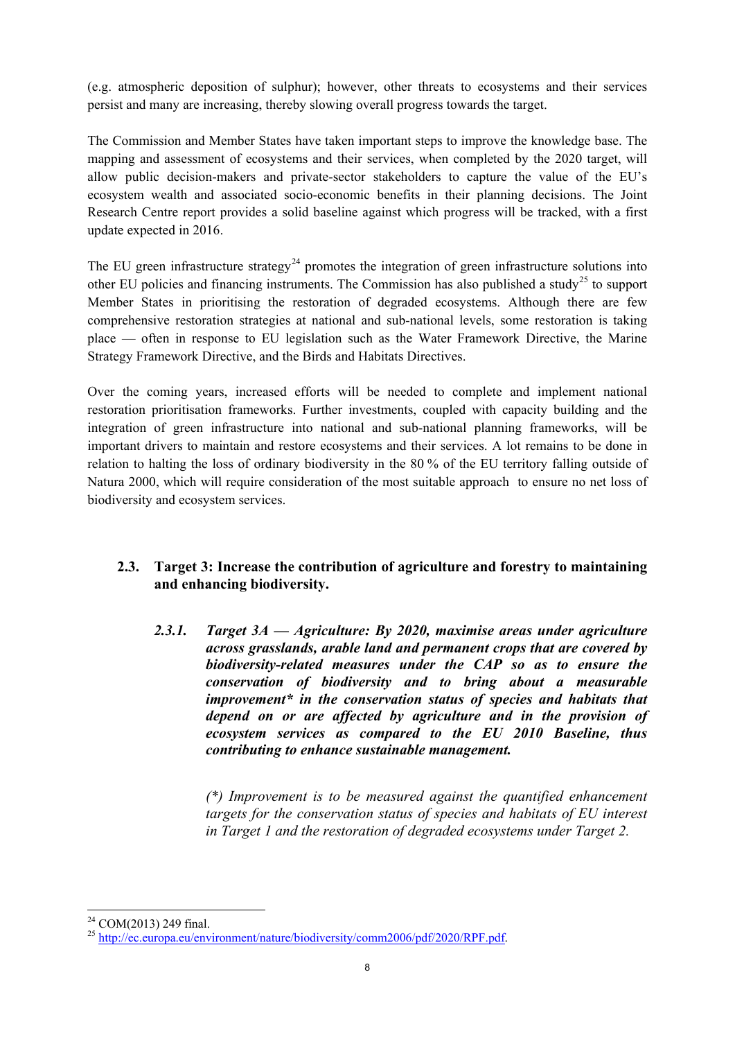(e.g. atmospheric deposition of sulphur); however, other threats to ecosystems and their services persist and many are increasing, thereby slowing overall progress towards the target.

The Commission and Member States have taken important steps to improve the knowledge base. The mapping and assessment of ecosystems and their services, when completed by the 2020 target, will allow public decision-makers and private-sector stakeholders to capture the value of the EU's ecosystem wealth and associated socio-economic benefits in their planning decisions. The Joint Research Centre report provides a solid baseline against which progress will be tracked, with a first update expected in 2016.

The EU green infrastructure strategy[24] promotes the integration of green infrastructure solutions into other EU policies and financing instruments. The Commission has also published a study[25] to support Member States in prioritising the restoration of degraded ecosystems. Although there are few comprehensive restoration strategies at national and sub-national levels, some restoration is taking place — often in response to EU legislation such as the Water Framework Directive, the Marine Strategy Framework Directive, and the Birds and Habitats Directives.

Over the coming years, increased efforts will be needed to complete and implement national restoration prioritisation frameworks. Further investments, coupled with capacity building and the integration of green infrastructure into national and sub-national planning frameworks, will be important drivers to maintain and restore ecosystems and their services. A lot remains to be done in relation to halting the loss of ordinary biodiversity in the 80 % of the EU territory falling outside of Natura 2000, which will require consideration of the most suitable approach to ensure no net loss of biodiversity and ecosystem services.

## 2.3. Target 3: Increase the contribution of agriculture and forestry to maintaining and enhancing biodiversity.

### *2.3.1. Target 3A — Agriculture: By 2020, maximise areas under agriculture across grasslands, arable land and permanent crops that are covered by biodiversity-related measures under the CAP so as to ensure the conservation of biodiversity and to bring about a measurable improvement* in the conservation status of species and habitats that depend on or are affected by agriculture and in the provision of ecosystem services as compared to the EU 2010 Baseline, thus contributing to enhance sustainable management.*

*(*) Improvement is to be measured against the quantified enhancement targets for the conservation status of species and habitats of EU interest in Target 1 and the restoration of degraded ecosystems under Target 2.*

---

[24] COM(2013) 249 final.

[25] http://ec.europa.eu/environment/nature/biodiversity/comm2006/pdf/2020/RPF.pdf.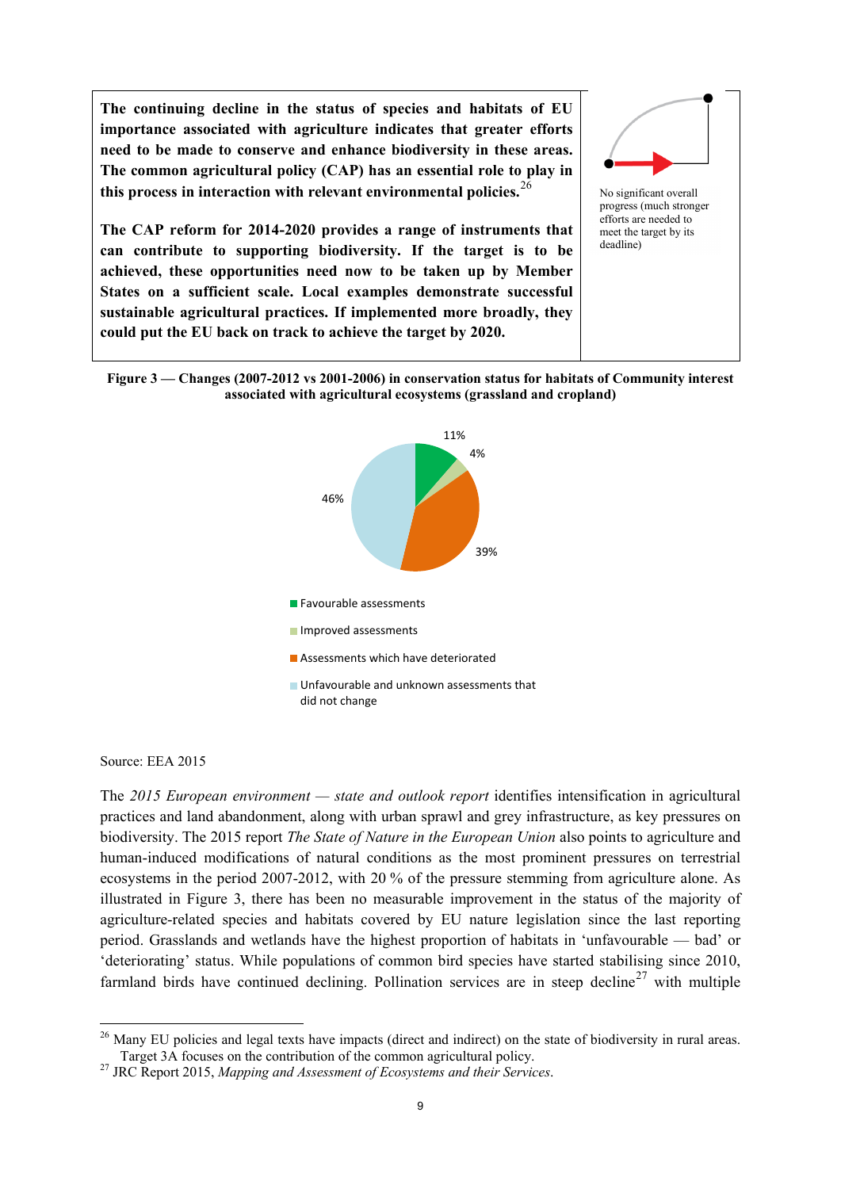**The continuing decline in the status of species and habitats of EU importance associated with agriculture indicates that greater efforts need to be made to conserve and enhance biodiversity in these areas. The common agricultural policy (CAP) has an essential role to play in this process in interaction with relevant environmental policies.**[26]

**The CAP reform for 2014-2020 provides a range of instruments that can contribute to supporting biodiversity. If the target is to be achieved, these opportunities need now to be taken up by Member States on a sufficient scale. Local examples demonstrate successful sustainable agricultural practices. If implemented more broadly, they could put the EU back on track to achieve the target by 2020.**

No significant overall progress (much stronger efforts are needed to meet the target by its deadline)

**Figure 3 — Changes (2007-2012 vs 2001-2006) in conservation status for habitats of Community interest associated with agricultural ecosystems (grassland and cropland)**

| Category | Share |
|---|---|
| Favourable assessments | 11% |
| Improved assessments | 4% |
| Assessments which have deteriorated | 39% |
| Unfavourable and unknown assessments that did not change | 46% |

Source: EEA 2015

The *2015 European environment — state and outlook report* identifies intensification in agricultural practices and land abandonment, along with urban sprawl and grey infrastructure, as key pressures on biodiversity. The 2015 report *The State of Nature in the European Union* also points to agriculture and human-induced modifications of natural conditions as the most prominent pressures on terrestrial ecosystems in the period 2007-2012, with 20 % of the pressure stemming from agriculture alone. As illustrated in Figure 3, there has been no measurable improvement in the status of the majority of agriculture-related species and habitats covered by EU nature legislation since the last reporting period. Grasslands and wetlands have the highest proportion of habitats in 'unfavourable — bad' or 'deteriorating' status. While populations of common bird species have started stabilising since 2010, farmland birds have continued declining. Pollination services are in steep decline[27] with multiple

[26] Many EU policies and legal texts have impacts (direct and indirect) on the state of biodiversity in rural areas. Target 3A focuses on the contribution of the common agricultural policy.

[27] JRC Report 2015, *Mapping and Assessment of Ecosystems and their Services*.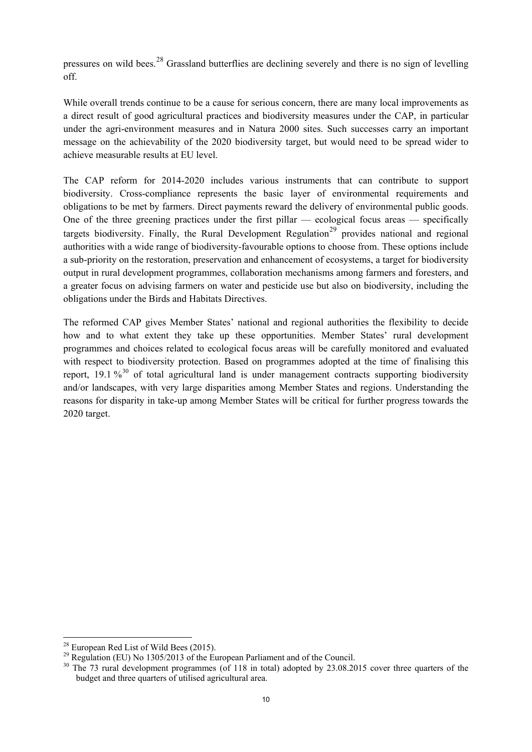pressures on wild bees.[28] Grassland butterflies are declining severely and there is no sign of levelling off.

While overall trends continue to be a cause for serious concern, there are many local improvements as a direct result of good agricultural practices and biodiversity measures under the CAP, in particular under the agri-environment measures and in Natura 2000 sites. Such successes carry an important message on the achievability of the 2020 biodiversity target, but would need to be spread wider to achieve measurable results at EU level.

The CAP reform for 2014-2020 includes various instruments that can contribute to support biodiversity. Cross-compliance represents the basic layer of environmental requirements and obligations to be met by farmers. Direct payments reward the delivery of environmental public goods. One of the three greening practices under the first pillar — ecological focus areas — specifically targets biodiversity. Finally, the Rural Development Regulation[29] provides national and regional authorities with a wide range of biodiversity-favourable options to choose from. These options include a sub-priority on the restoration, preservation and enhancement of ecosystems, a target for biodiversity output in rural development programmes, collaboration mechanisms among farmers and foresters, and a greater focus on advising farmers on water and pesticide use but also on biodiversity, including the obligations under the Birds and Habitats Directives.

The reformed CAP gives Member States' national and regional authorities the flexibility to decide how and to what extent they take up these opportunities. Member States' rural development programmes and choices related to ecological focus areas will be carefully monitored and evaluated with respect to biodiversity protection. Based on programmes adopted at the time of finalising this report, 19.1 %[30] of total agricultural land is under management contracts supporting biodiversity and/or landscapes, with very large disparities among Member States and regions. Understanding the reasons for disparity in take-up among Member States will be critical for further progress towards the 2020 target.

---

[28] European Red List of Wild Bees (2015).

[29] Regulation (EU) No 1305/2013 of the European Parliament and of the Council.

[30] The 73 rural development programmes (of 118 in total) adopted by 23.08.2015 cover three quarters of the budget and three quarters of utilised agricultural area.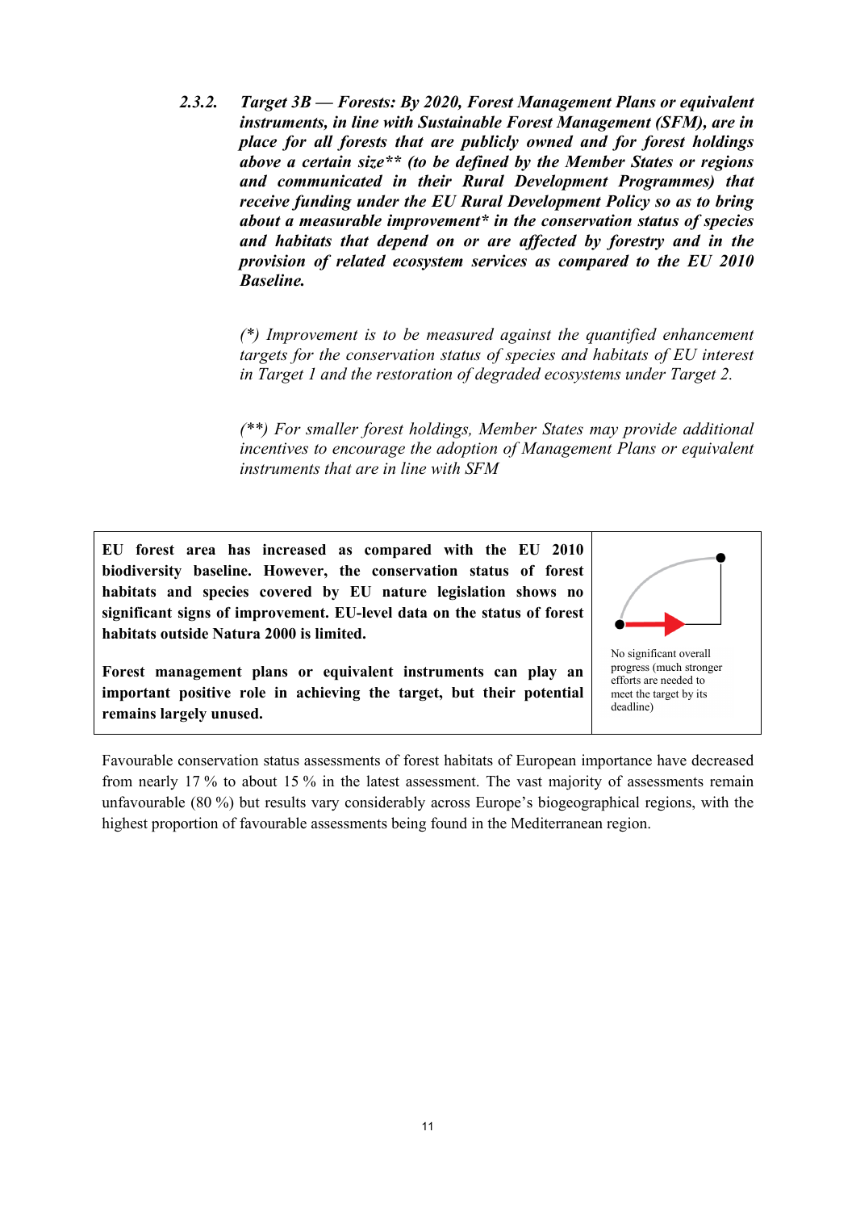### 2.3.2. *Target 3B — Forests: By 2020, Forest Management Plans or equivalent instruments, in line with Sustainable Forest Management (SFM), are in place for all forests that are publicly owned and for forest holdings above a certain size\*\* (to be defined by the Member States or regions and communicated in their Rural Development Programmes) that receive funding under the EU Rural Development Policy so as to bring about a measurable improvement\* in the conservation status of species and habitats that depend on or are affected by forestry and in the provision of related ecosystem services as compared to the EU 2010 Baseline.*

*(\*) Improvement is to be measured against the quantified enhancement targets for the conservation status of species and habitats of EU interest in Target 1 and the restoration of degraded ecosystems under Target 2.*

*(\*\*) For smaller forest holdings, Member States may provide additional incentives to encourage the adoption of Management Plans or equivalent instruments that are in line with SFM*

| | |
|---|---|
| **EU forest area has increased as compared with the EU 2010 biodiversity baseline. However, the conservation status of forest habitats and species covered by EU nature legislation shows no significant signs of improvement. EU-level data on the status of forest habitats outside Natura 2000 is limited.**<br><br>**Forest management plans or equivalent instruments can play an important positive role in achieving the target, but their potential remains largely unused.** | No significant overall progress (much stronger efforts are needed to meet the target by its deadline) |

Favourable conservation status assessments of forest habitats of European importance have decreased from nearly 17 % to about 15 % in the latest assessment. The vast majority of assessments remain unfavourable (80 %) but results vary considerably across Europe's biogeographical regions, with the highest proportion of favourable assessments being found in the Mediterranean region.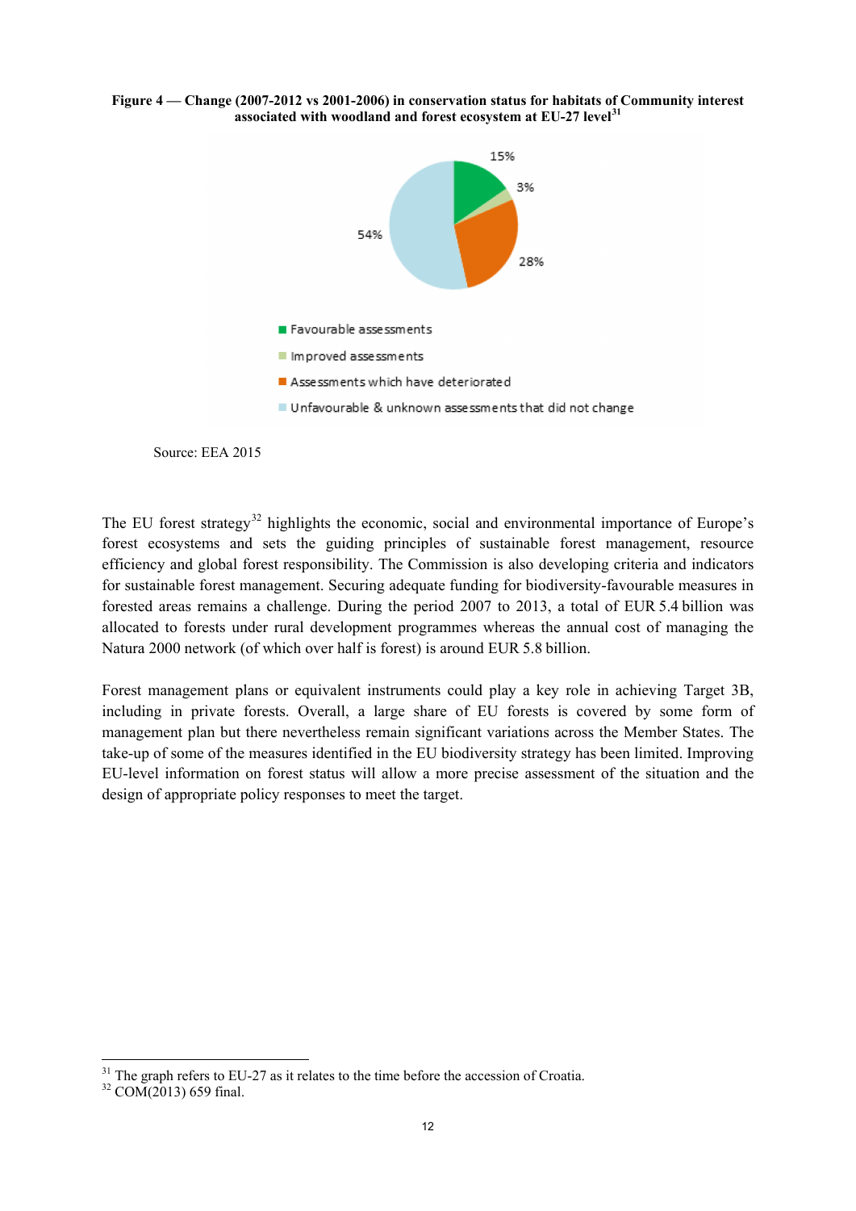**Figure 4 — Change (2007-2012 vs 2001-2006) in conservation status for habitats of Community interest associated with woodland and forest ecosystem at EU-27 level**[31]

15%

3%

54%

28%

- Favourable assessments
- Improved assessments
- Assessments which have deteriorated
- Unfavourable & unknown assessments that did not change

Source: EEA 2015

The EU forest strategy[32] highlights the economic, social and environmental importance of Europe's forest ecosystems and sets the guiding principles of sustainable forest management, resource efficiency and global forest responsibility. The Commission is also developing criteria and indicators for sustainable forest management. Securing adequate funding for biodiversity-favourable measures in forested areas remains a challenge. During the period 2007 to 2013, a total of EUR 5.4 billion was allocated to forests under rural development programmes whereas the annual cost of managing the Natura 2000 network (of which over half is forest) is around EUR 5.8 billion.

Forest management plans or equivalent instruments could play a key role in achieving Target 3B, including in private forests. Overall, a large share of EU forests is covered by some form of management plan but there nevertheless remain significant variations across the Member States. The take-up of some of the measures identified in the EU biodiversity strategy has been limited. Improving EU-level information on forest status will allow a more precise assessment of the situation and the design of appropriate policy responses to meet the target.

[31] The graph refers to EU-27 as it relates to the time before the accession of Croatia.

[32] COM(2013) 659 final.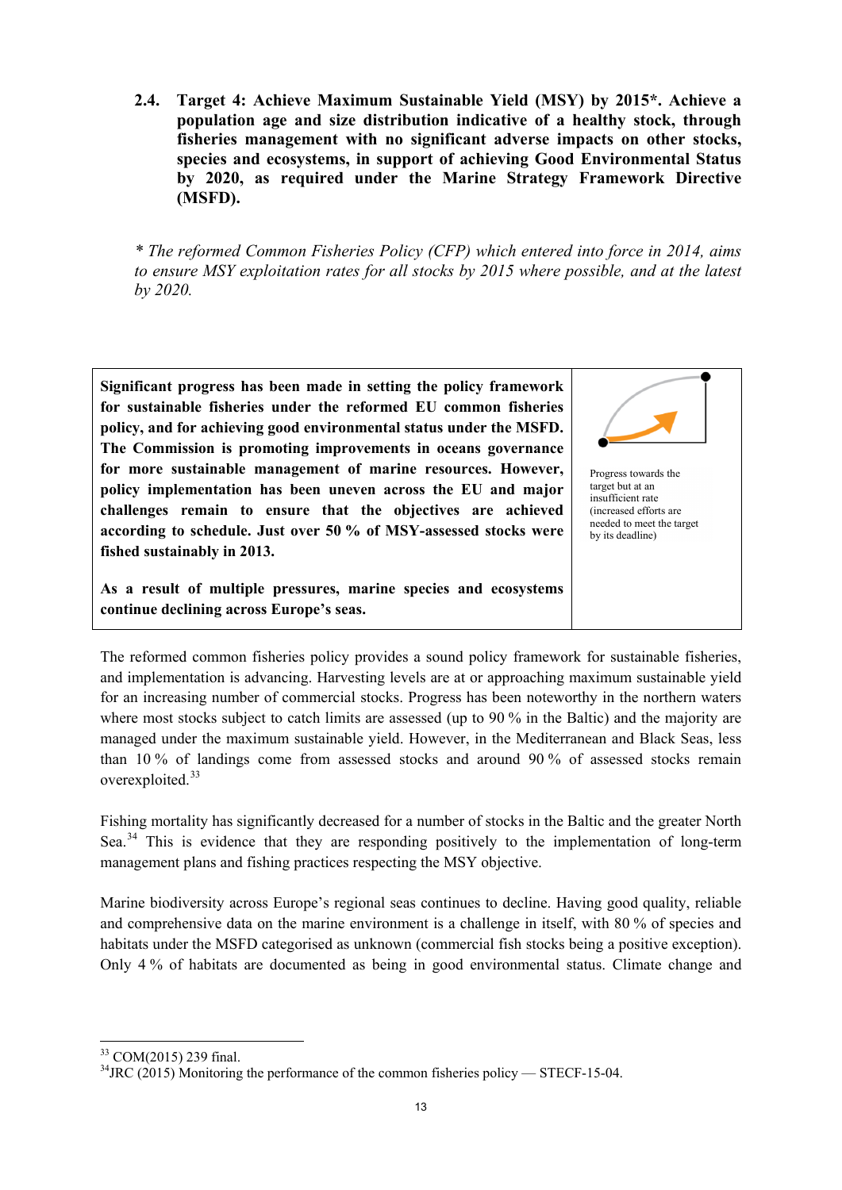## 2.4. Target 4: Achieve Maximum Sustainable Yield (MSY) by 2015*. Achieve a population age and size distribution indicative of a healthy stock, through fisheries management with no significant adverse impacts on other stocks, species and ecosystems, in support of achieving Good Environmental Status by 2020, as required under the Marine Strategy Framework Directive (MSFD).

*\* The reformed Common Fisheries Policy (CFP) which entered into force in 2014, aims to ensure MSY exploitation rates for all stocks by 2015 where possible, and at the latest by 2020.*

| | |
|---|---|
| **Significant progress has been made in setting the policy framework for sustainable fisheries under the reformed EU common fisheries policy, and for achieving good environmental status under the MSFD. The Commission is promoting improvements in oceans governance for more sustainable management of marine resources. However, policy implementation has been uneven across the EU and major challenges remain to ensure that the objectives are achieved according to schedule. Just over 50 % of MSY-assessed stocks were fished sustainably in 2013.** <br><br> **As a result of multiple pressures, marine species and ecosystems continue declining across Europe's seas.** | Progress towards the target but at an insufficient rate (increased efforts are needed to meet the target by its deadline) |

The reformed common fisheries policy provides a sound policy framework for sustainable fisheries, and implementation is advancing. Harvesting levels are at or approaching maximum sustainable yield for an increasing number of commercial stocks. Progress has been noteworthy in the northern waters where most stocks subject to catch limits are assessed (up to 90 % in the Baltic) and the majority are managed under the maximum sustainable yield. However, in the Mediterranean and Black Seas, less than 10 % of landings come from assessed stocks and around 90 % of assessed stocks remain overexploited.[33]

Fishing mortality has significantly decreased for a number of stocks in the Baltic and the greater North Sea.[34] This is evidence that they are responding positively to the implementation of long-term management plans and fishing practices respecting the MSY objective.

Marine biodiversity across Europe's regional seas continues to decline. Having good quality, reliable and comprehensive data on the marine environment is a challenge in itself, with 80 % of species and habitats under the MSFD categorised as unknown (commercial fish stocks being a positive exception). Only 4 % of habitats are documented as being in good environmental status. Climate change and

[33] COM(2015) 239 final.

[34] JRC (2015) Monitoring the performance of the common fisheries policy — STECF-15-04.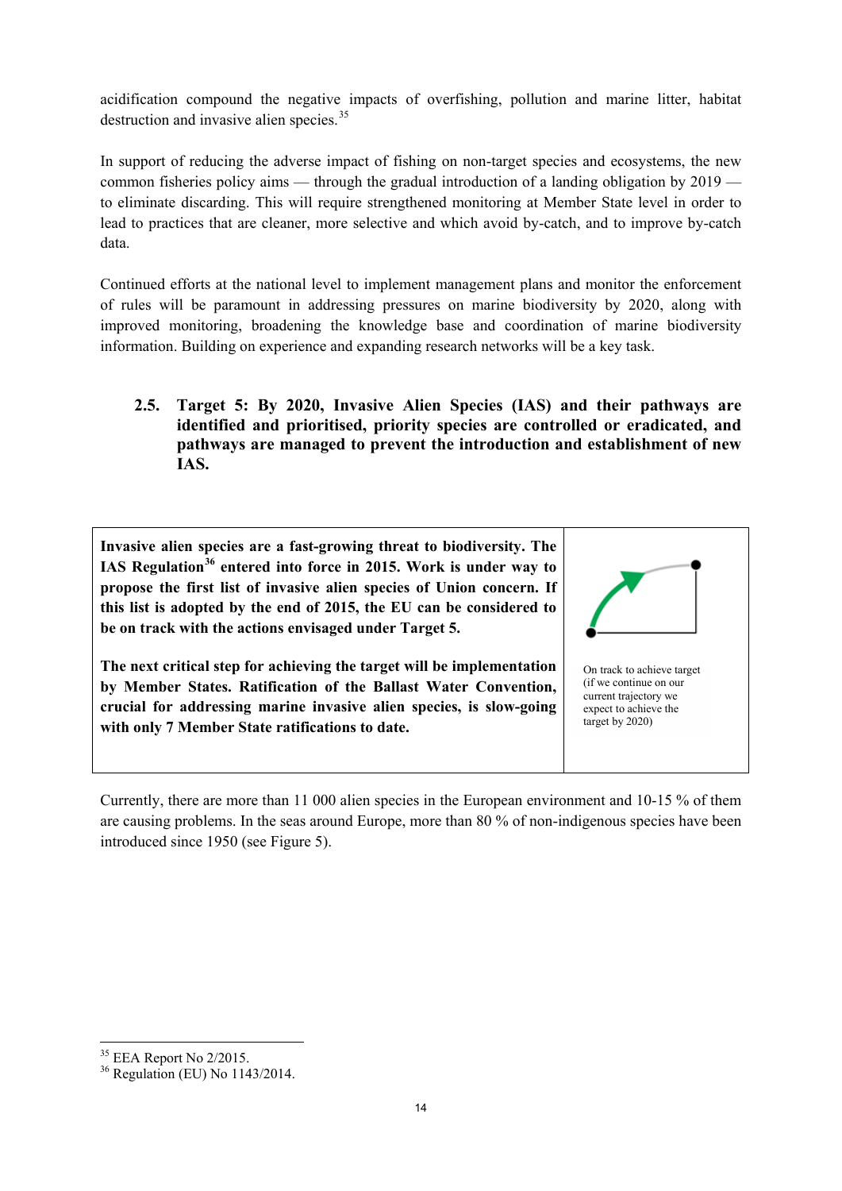acidification compound the negative impacts of overfishing, pollution and marine litter, habitat destruction and invasive alien species.[35]

In support of reducing the adverse impact of fishing on non-target species and ecosystems, the new common fisheries policy aims — through the gradual introduction of a landing obligation by 2019 — to eliminate discarding. This will require strengthened monitoring at Member State level in order to lead to practices that are cleaner, more selective and which avoid by-catch, and to improve by-catch data.

Continued efforts at the national level to implement management plans and monitor the enforcement of rules will be paramount in addressing pressures on marine biodiversity by 2020, along with improved monitoring, broadening the knowledge base and coordination of marine biodiversity information. Building on experience and expanding research networks will be a key task.

### 2.5. Target 5: By 2020, Invasive Alien Species (IAS) and their pathways are identified and prioritised, priority species are controlled or eradicated, and pathways are managed to prevent the introduction and establishment of new IAS.

| | |
|---|---|
| **Invasive alien species are a fast-growing threat to biodiversity. The IAS Regulation[36] entered into force in 2015. Work is under way to propose the first list of invasive alien species of Union concern. If this list is adopted by the end of 2015, the EU can be considered to be on track with the actions envisaged under Target 5.**<br><br>**The next critical step for achieving the target will be implementation by Member States. Ratification of the Ballast Water Convention, crucial for addressing marine invasive alien species, is slow-going with only 7 Member State ratifications to date.** | On track to achieve target (if we continue on our current trajectory we expect to achieve the target by 2020) |

Currently, there are more than 11 000 alien species in the European environment and 10-15 % of them are causing problems. In the seas around Europe, more than 80 % of non-indigenous species have been introduced since 1950 (see Figure 5).

[35] EEA Report No 2/2015.

[36] Regulation (EU) No 1143/2014.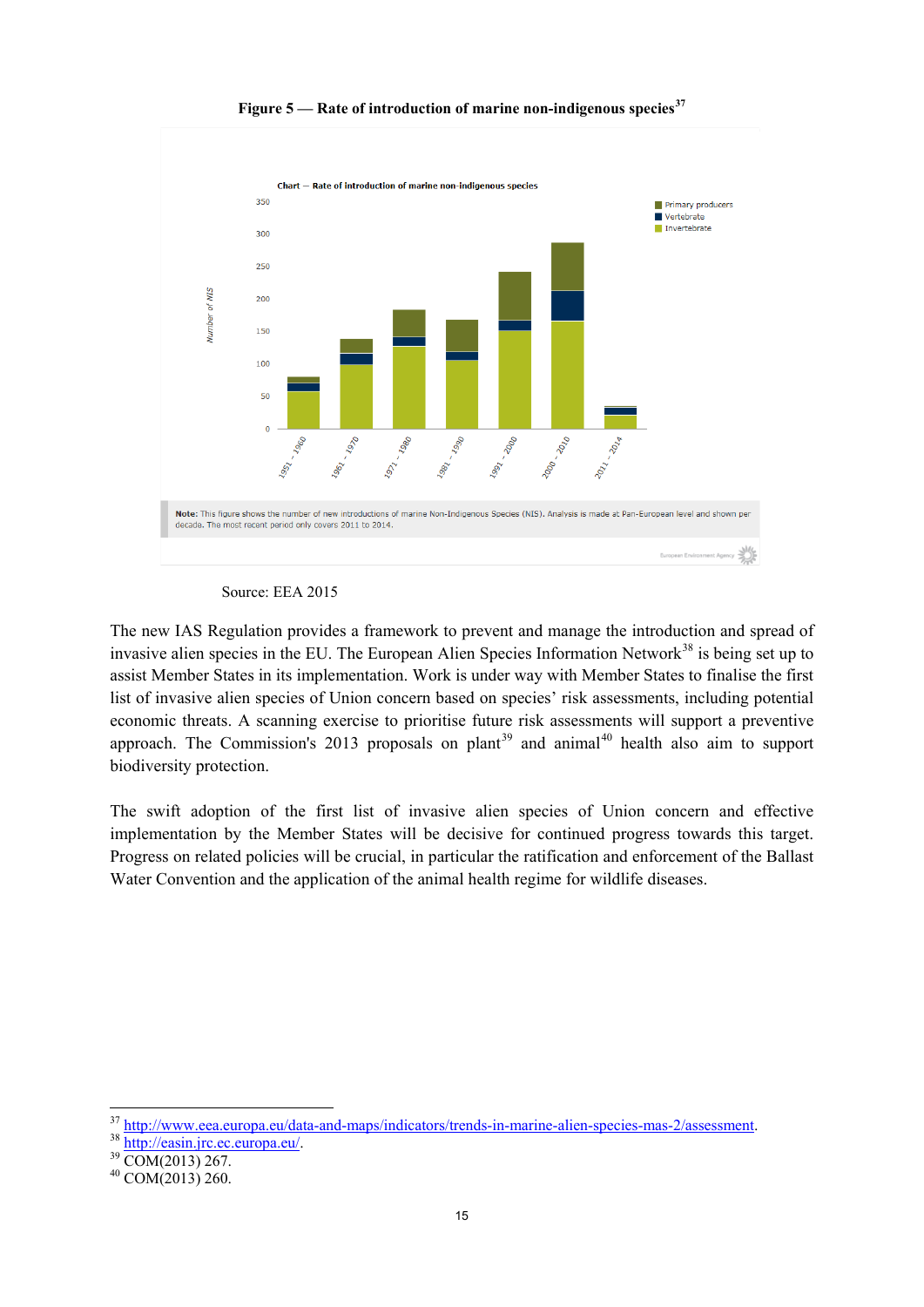**Figure 5 — Rate of introduction of marine non-indigenous species**[37]

Source: EEA 2015

The new IAS Regulation provides a framework to prevent and manage the introduction and spread of invasive alien species in the EU. The European Alien Species Information Network[38] is being set up to assist Member States in its implementation. Work is under way with Member States to finalise the first list of invasive alien species of Union concern based on species' risk assessments, including potential economic threats. A scanning exercise to prioritise future risk assessments will support a preventive approach. The Commission's 2013 proposals on plant[39] and animal[40] health also aim to support biodiversity protection.

The swift adoption of the first list of invasive alien species of Union concern and effective implementation by the Member States will be decisive for continued progress towards this target. Progress on related policies will be crucial, in particular the ratification and enforcement of the Ballast Water Convention and the application of the animal health regime for wildlife diseases.

---

[37] http://www.eea.europa.eu/data-and-maps/indicators/trends-in-marine-alien-species-mas-2/assessment.

[38] http://easin.jrc.ec.europa.eu/.

[39] COM(2013) 267.

[40] COM(2013) 260.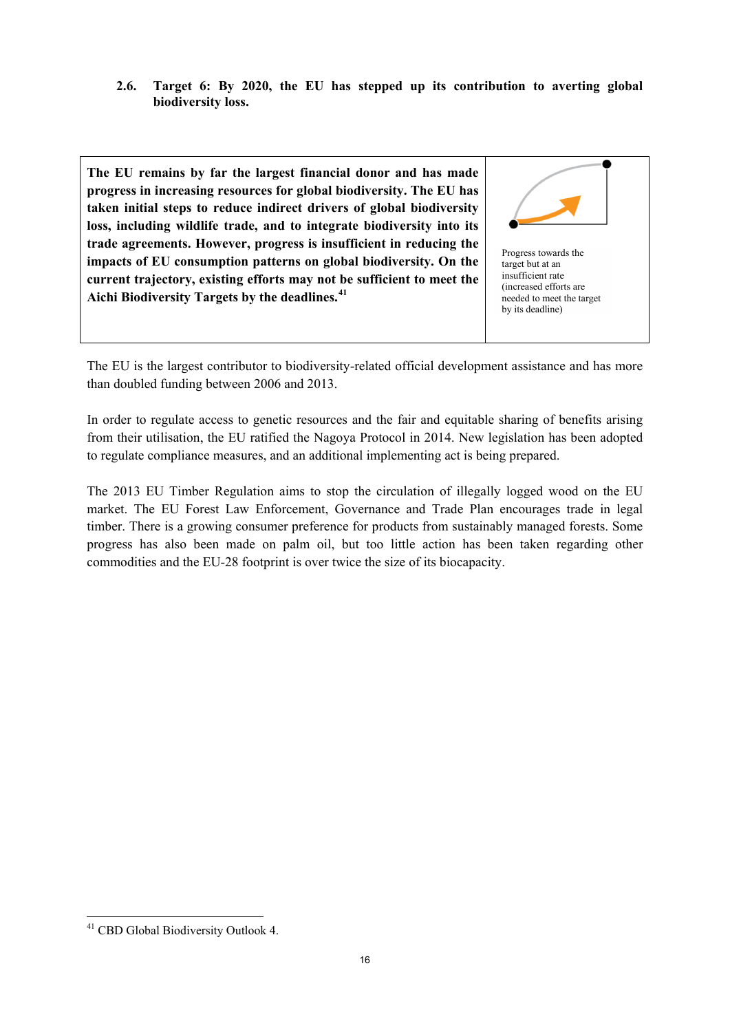## 2.6. Target 6: By 2020, the EU has stepped up its contribution to averting global biodiversity loss.

| | |
|---|---|
| **The EU remains by far the largest financial donor and has made progress in increasing resources for global biodiversity. The EU has taken initial steps to reduce indirect drivers of global biodiversity loss, including wildlife trade, and to integrate biodiversity into its trade agreements. However, progress is insufficient in reducing the impacts of EU consumption patterns on global biodiversity. On the current trajectory, existing efforts may not be sufficient to meet the Aichi Biodiversity Targets by the deadlines.[41]** | Progress towards the target but at an insufficient rate (increased efforts are needed to meet the target by its deadline) |

The EU is the largest contributor to biodiversity-related official development assistance and has more than doubled funding between 2006 and 2013.

In order to regulate access to genetic resources and the fair and equitable sharing of benefits arising from their utilisation, the EU ratified the Nagoya Protocol in 2014. New legislation has been adopted to regulate compliance measures, and an additional implementing act is being prepared.

The 2013 EU Timber Regulation aims to stop the circulation of illegally logged wood on the EU market. The EU Forest Law Enforcement, Governance and Trade Plan encourages trade in legal timber. There is a growing consumer preference for products from sustainably managed forests. Some progress has also been made on palm oil, but too little action has been taken regarding other commodities and the EU-28 footprint is over twice the size of its biocapacity.

---

[41] CBD Global Biodiversity Outlook 4.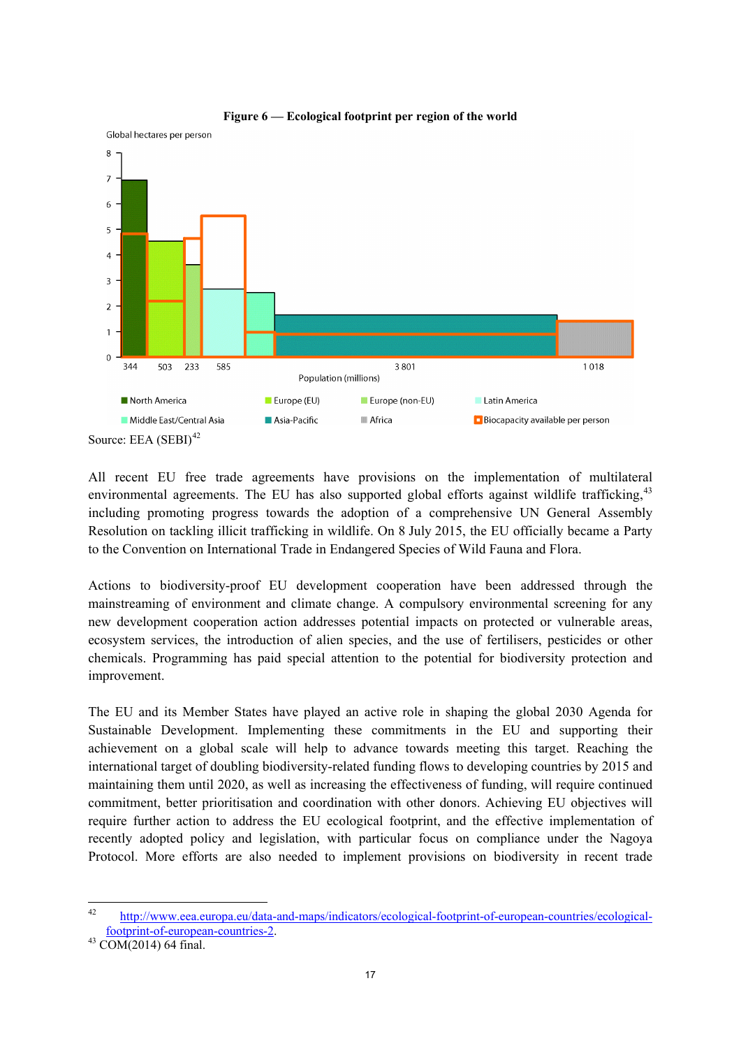**Figure 6 — Ecological footprint per region of the world**

Global hectares per person

8
7
6
5
4
3
2
1
0

344 503 233 585 3 801 1 018

Population (millions)

North America | Europe (EU) | Europe (non-EU) | Latin America | Middle East/Central Asia | Asia-Pacific | Africa | Biocapacity available per person

Source: EEA (SEBI)[42]

All recent EU free trade agreements have provisions on the implementation of multilateral environmental agreements. The EU has also supported global efforts against wildlife trafficking,[43] including promoting progress towards the adoption of a comprehensive UN General Assembly Resolution on tackling illicit trafficking in wildlife. On 8 July 2015, the EU officially became a Party to the Convention on International Trade in Endangered Species of Wild Fauna and Flora.

Actions to biodiversity-proof EU development cooperation have been addressed through the mainstreaming of environment and climate change. A compulsory environmental screening for any new development cooperation action addresses potential impacts on protected or vulnerable areas, ecosystem services, the introduction of alien species, and the use of fertilisers, pesticides or other chemicals. Programming has paid special attention to the potential for biodiversity protection and improvement.

The EU and its Member States have played an active role in shaping the global 2030 Agenda for Sustainable Development. Implementing these commitments in the EU and supporting their achievement on a global scale will help to advance towards meeting this target. Reaching the international target of doubling biodiversity-related funding flows to developing countries by 2015 and maintaining them until 2020, as well as increasing the effectiveness of funding, will require continued commitment, better prioritisation and coordination with other donors. Achieving EU objectives will require further action to address the EU ecological footprint, and the effective implementation of recently adopted policy and legislation, with particular focus on compliance under the Nagoya Protocol. More efforts are also needed to implement provisions on biodiversity in recent trade

---

[42] http://www.eea.europa.eu/data-and-maps/indicators/ecological-footprint-of-european-countries/ecological-footprint-of-european-countries-2.

[43] COM(2014) 64 final.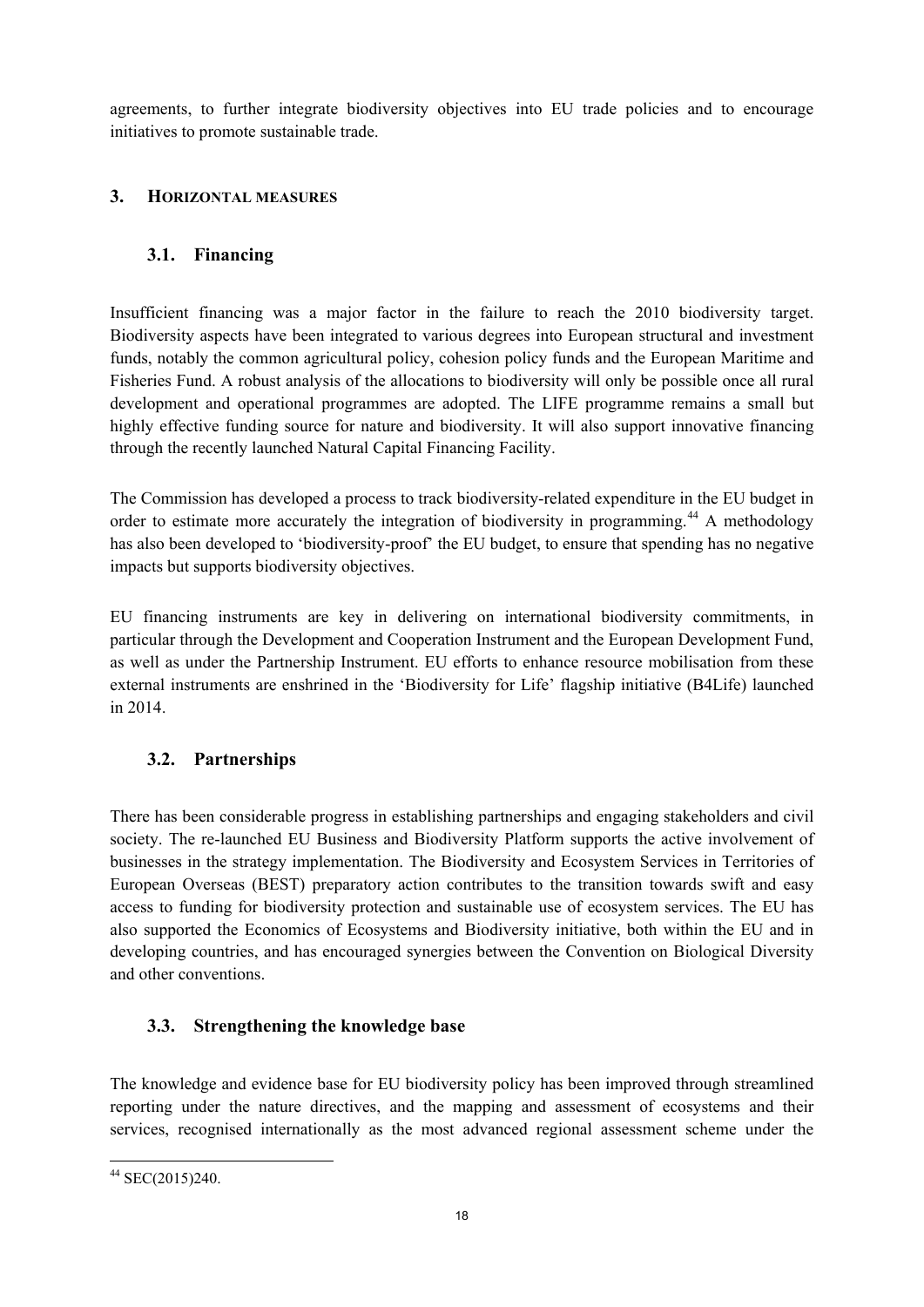agreements, to further integrate biodiversity objectives into EU trade policies and to encourage initiatives to promote sustainable trade.

## 3. HORIZONTAL MEASURES

### 3.1. Financing

Insufficient financing was a major factor in the failure to reach the 2010 biodiversity target. Biodiversity aspects have been integrated to various degrees into European structural and investment funds, notably the common agricultural policy, cohesion policy funds and the European Maritime and Fisheries Fund. A robust analysis of the allocations to biodiversity will only be possible once all rural development and operational programmes are adopted. The LIFE programme remains a small but highly effective funding source for nature and biodiversity. It will also support innovative financing through the recently launched Natural Capital Financing Facility.

The Commission has developed a process to track biodiversity-related expenditure in the EU budget in order to estimate more accurately the integration of biodiversity in programming.[44] A methodology has also been developed to 'biodiversity-proof' the EU budget, to ensure that spending has no negative impacts but supports biodiversity objectives.

EU financing instruments are key in delivering on international biodiversity commitments, in particular through the Development and Cooperation Instrument and the European Development Fund, as well as under the Partnership Instrument. EU efforts to enhance resource mobilisation from these external instruments are enshrined in the 'Biodiversity for Life' flagship initiative (B4Life) launched in 2014.

### 3.2. Partnerships

There has been considerable progress in establishing partnerships and engaging stakeholders and civil society. The re-launched EU Business and Biodiversity Platform supports the active involvement of businesses in the strategy implementation. The Biodiversity and Ecosystem Services in Territories of European Overseas (BEST) preparatory action contributes to the transition towards swift and easy access to funding for biodiversity protection and sustainable use of ecosystem services. The EU has also supported the Economics of Ecosystems and Biodiversity initiative, both within the EU and in developing countries, and has encouraged synergies between the Convention on Biological Diversity and other conventions.

### 3.3. Strengthening the knowledge base

The knowledge and evidence base for EU biodiversity policy has been improved through streamlined reporting under the nature directives, and the mapping and assessment of ecosystems and their services, recognised internationally as the most advanced regional assessment scheme under the

---

[44] SEC(2015)240.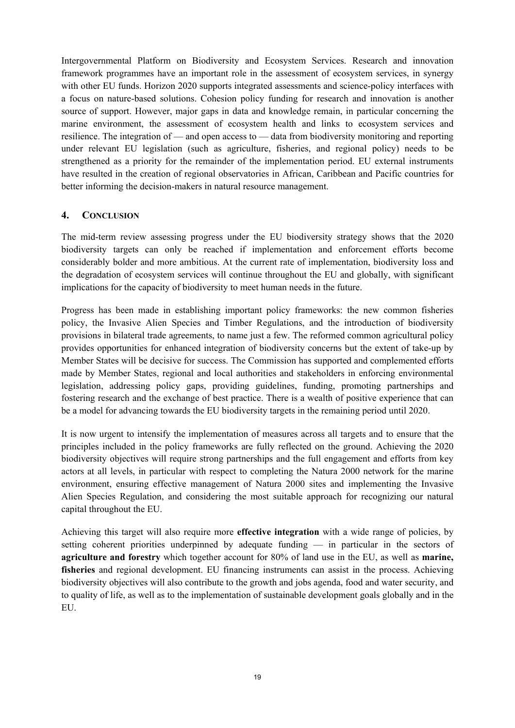Intergovernmental Platform on Biodiversity and Ecosystem Services. Research and innovation framework programmes have an important role in the assessment of ecosystem services, in synergy with other EU funds. Horizon 2020 supports integrated assessments and science-policy interfaces with a focus on nature-based solutions. Cohesion policy funding for research and innovation is another source of support. However, major gaps in data and knowledge remain, in particular concerning the marine environment, the assessment of ecosystem health and links to ecosystem services and resilience. The integration of — and open access to — data from biodiversity monitoring and reporting under relevant EU legislation (such as agriculture, fisheries, and regional policy) needs to be strengthened as a priority for the remainder of the implementation period. EU external instruments have resulted in the creation of regional observatories in African, Caribbean and Pacific countries for better informing the decision-makers in natural resource management.

## 4. CONCLUSION

The mid-term review assessing progress under the EU biodiversity strategy shows that the 2020 biodiversity targets can only be reached if implementation and enforcement efforts become considerably bolder and more ambitious. At the current rate of implementation, biodiversity loss and the degradation of ecosystem services will continue throughout the EU and globally, with significant implications for the capacity of biodiversity to meet human needs in the future.

Progress has been made in establishing important policy frameworks: the new common fisheries policy, the Invasive Alien Species and Timber Regulations, and the introduction of biodiversity provisions in bilateral trade agreements, to name just a few. The reformed common agricultural policy provides opportunities for enhanced integration of biodiversity concerns but the extent of take-up by Member States will be decisive for success. The Commission has supported and complemented efforts made by Member States, regional and local authorities and stakeholders in enforcing environmental legislation, addressing policy gaps, providing guidelines, funding, promoting partnerships and fostering research and the exchange of best practice. There is a wealth of positive experience that can be a model for advancing towards the EU biodiversity targets in the remaining period until 2020.

It is now urgent to intensify the implementation of measures across all targets and to ensure that the principles included in the policy frameworks are fully reflected on the ground. Achieving the 2020 biodiversity objectives will require strong partnerships and the full engagement and efforts from key actors at all levels, in particular with respect to completing the Natura 2000 network for the marine environment, ensuring effective management of Natura 2000 sites and implementing the Invasive Alien Species Regulation, and considering the most suitable approach for recognizing our natural capital throughout the EU.

Achieving this target will also require more **effective integration** with a wide range of policies, by setting coherent priorities underpinned by adequate funding — in particular in the sectors of **agriculture and forestry** which together account for 80% of land use in the EU, as well as **marine, fisheries** and regional development. EU financing instruments can assist in the process. Achieving biodiversity objectives will also contribute to the growth and jobs agenda, food and water security, and to quality of life, as well as to the implementation of sustainable development goals globally and in the EU.